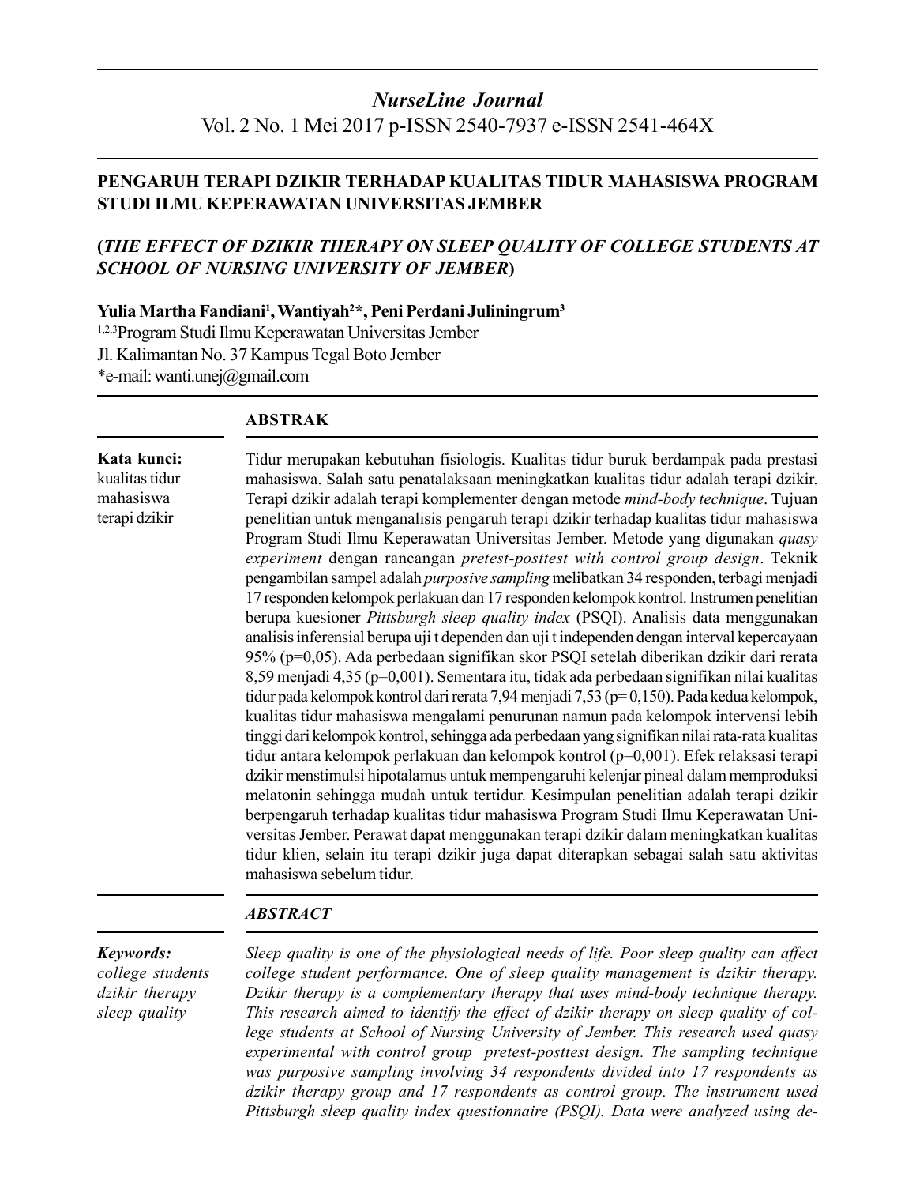*NurseLine Journal*

Vol. 2 No. 1 Mei 2017 p-ISSN 2540-7937 e-ISSN 2541-464X

# PENGARUH TERAPI DZIKIR TERHADAP KUALITAS TIDUR MAHASISWA PROGRAM STUDI ILMU KEPERAWATAN UNIVERSITAS JEMBER

## (*THE EFFECT OF DZIKIR THERAPY ON SLEEP QUALITY OF COLLEGE STUDENTS AT SCHOOL OF NURSING UNIVERSITY OF JEMBER*)

**Yulia Martha Fandiani[1], Wantiyah[2]*, Peni Perdani Juliningrum[3]**

[1,2,3]Program Studi Ilmu Keperawatan Universitas Jember

Jl. Kalimantan No. 37 Kampus Tegal Boto Jember

*e-mail: wanti.unej@gmail.com

### ABSTRAK

**Kata kunci:**
kualitas tidur
mahasiswa
terapi dzikir

Tidur merupakan kebutuhan fisiologis. Kualitas tidur buruk berdampak pada prestasi mahasiswa. Salah satu penatalaksaan meningkatkan kualitas tidur adalah terapi dzikir. Terapi dzikir adalah terapi komplementer dengan metode *mind-body technique*. Tujuan penelitian untuk menganalisis pengaruh terapi dzikir terhadap kualitas tidur mahasiswa Program Studi Ilmu Keperawatan Universitas Jember. Metode yang digunakan *quasy experiment* dengan rancangan *pretest-posttest with control group design*. Teknik pengambilan sampel adalah *purposive sampling* melibatkan 34 responden, terbagi menjadi 17 responden kelompok perlakuan dan 17 responden kelompok kontrol. Instrumen penelitian berupa kuesioner *Pittsburgh sleep quality index* (PSQI). Analisis data menggunakan analisis inferensial berupa uji t dependen dan uji t independen dengan interval kepercayaan 95% (p=0,05). Ada perbedaan signifikan skor PSQI setelah diberikan dzikir dari rerata 8,59 menjadi 4,35 (p=0,001). Sementara itu, tidak ada perbedaan signifikan nilai kualitas tidur pada kelompok kontrol dari rerata 7,94 menjadi 7,53 (p= 0,150). Pada kedua kelompok, kualitas tidur mahasiswa mengalami penurunan namun pada kelompok intervensi lebih tinggi dari kelompok kontrol, sehingga ada perbedaan yang signifikan nilai rata-rata kualitas tidur antara kelompok perlakuan dan kelompok kontrol (p=0,001). Efek relaksasi terapi dzikir menstimulsi hipotalamus untuk mempengaruhi kelenjar pineal dalam memproduksi melatonin sehingga mudah untuk tertidur. Kesimpulan penelitian adalah terapi dzikir berpengaruh terhadap kualitas tidur mahasiswa Program Studi Ilmu Keperawatan Universitas Jember. Perawat dapat menggunakan terapi dzikir dalam meningkatkan kualitas tidur klien, selain itu terapi dzikir juga dapat diterapkan sebagai salah satu aktivitas mahasiswa sebelum tidur.

### *ABSTRACT*

***Keywords:***
*college students*
*dzikir therapy*
*sleep quality*

*Sleep quality is one of the physiological needs of life. Poor sleep quality can affect college student performance. One of sleep quality management is dzikir therapy. Dzikir therapy is a complementary therapy that uses mind-body technique therapy. This research aimed to identify the effect of dzikir therapy on sleep quality of college students at School of Nursing University of Jember. This research used quasy experimental with control group pretest-posttest design. The sampling technique was purposive sampling involving 34 respondents divided into 17 respondents as dzikir therapy group and 17 respondents as control group. The instrument used Pittsburgh sleep quality index questionnaire (PSQI). Data were analyzed using de-*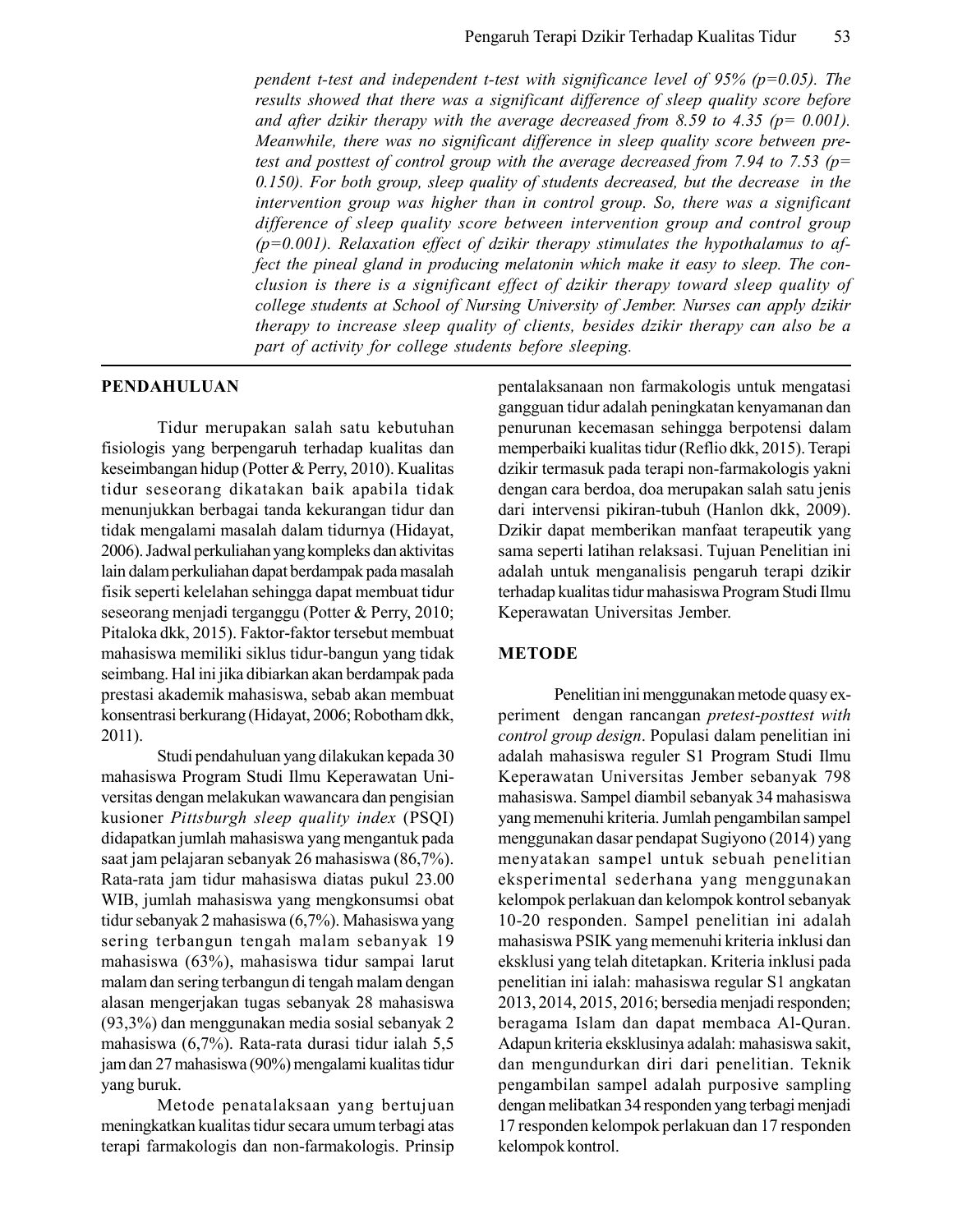*pendent t-test and independent t-test with significance level of 95% (p=0.05). The results showed that there was a significant difference of sleep quality score before and after dzikir therapy with the average decreased from 8.59 to 4.35 (p= 0.001). Meanwhile, there was no significant difference in sleep quality score between pre-test and posttest of control group with the average decreased from 7.94 to 7.53 (p= 0.150). For both group, sleep quality of students decreased, but the decrease in the intervention group was higher than in control group. So, there was a significant difference of sleep quality score between intervention group and control group (p=0.001). Relaxation effect of dzikir therapy stimulates the hypothalamus to affect the pineal gland in producing melatonin which make it easy to sleep. The conclusion is there is a significant effect of dzikir therapy toward sleep quality of college students at School of Nursing University of Jember. Nurses can apply dzikir therapy to increase sleep quality of clients, besides dzikir therapy can also be a part of activity for college students before sleeping.*

## PENDAHULUAN

Tidur merupakan salah satu kebutuhan fisiologis yang berpengaruh terhadap kualitas dan keseimbangan hidup (Potter & Perry, 2010). Kualitas tidur seseorang dikatakan baik apabila tidak menunjukkan berbagai tanda kekurangan tidur dan tidak mengalami masalah dalam tidurnya (Hidayat, 2006). Jadwal perkuliahan yang kompleks dan aktivitas lain dalam perkuliahan dapat berdampak pada masalah fisik seperti kelelahan sehingga dapat membuat tidur seseorang menjadi terganggu (Potter & Perry, 2010; Pitaloka dkk, 2015). Faktor-faktor tersebut membuat mahasiswa memiliki siklus tidur-bangun yang tidak seimbang. Hal ini jika dibiarkan akan berdampak pada prestasi akademik mahasiswa, sebab akan membuat konsentrasi berkurang (Hidayat, 2006; Robotham dkk, 2011).

Studi pendahuluan yang dilakukan kepada 30 mahasiswa Program Studi Ilmu Keperawatan Universitas dengan melakukan wawancara dan pengisian kusioner *Pittsburgh sleep quality index* (PSQI) didapatkan jumlah mahasiswa yang mengantuk pada saat jam pelajaran sebanyak 26 mahasiswa (86,7%). Rata-rata jam tidur mahasiswa diatas pukul 23.00 WIB, jumlah mahasiswa yang mengkonsumsi obat tidur sebanyak 2 mahasiswa (6,7%). Mahasiswa yang sering terbangun tengah malam sebanyak 19 mahasiswa (63%), mahasiswa tidur sampai larut malam dan sering terbangun di tengah malam dengan alasan mengerjakan tugas sebanyak 28 mahasiswa (93,3%) dan menggunakan media sosial sebanyak 2 mahasiswa (6,7%). Rata-rata durasi tidur ialah 5,5 jam dan 27 mahasiswa (90%) mengalami kualitas tidur yang buruk.

Metode penatalaksaan yang bertujuan meningkatkan kualitas tidur secara umum terbagi atas terapi farmakologis dan non-farmakologis. Prinsip pentalaksanaan non farmakologis untuk mengatasi gangguan tidur adalah peningkatan kenyamanan dan penurunan kecemasan sehingga berpotensi dalam memperbaiki kualitas tidur (Reflio dkk, 2015). Terapi dzikir termasuk pada terapi non-farmakologis yakni dengan cara berdoa, doa merupakan salah satu jenis dari intervensi pikiran-tubuh (Hanlon dkk, 2009). Dzikir dapat memberikan manfaat terapeutik yang sama seperti latihan relaksasi. Tujuan Penelitian ini adalah untuk menganalisis pengaruh terapi dzikir terhadap kualitas tidur mahasiswa Program Studi Ilmu Keperawatan Universitas Jember.

## METODE

Penelitian ini menggunakan metode quasy experiment dengan rancangan *pretest-posttest with control group design*. Populasi dalam penelitian ini adalah mahasiswa reguler S1 Program Studi Ilmu Keperawatan Universitas Jember sebanyak 798 mahasiswa. Sampel diambil sebanyak 34 mahasiswa yang memenuhi kriteria. Jumlah pengambilan sampel menggunakan dasar pendapat Sugiyono (2014) yang menyatakan sampel untuk sebuah penelitian eksperimental sederhana yang menggunakan kelompok perlakuan dan kelompok kontrol sebanyak 10-20 responden. Sampel penelitian ini adalah mahasiswa PSIK yang memenuhi kriteria inklusi dan eksklusi yang telah ditetapkan. Kriteria inklusi pada penelitian ini ialah: mahasiswa regular S1 angkatan 2013, 2014, 2015, 2016; bersedia menjadi responden; beragama Islam dan dapat membaca Al-Quran. Adapun kriteria eksklusinya adalah: mahasiswa sakit, dan mengundurkan diri dari penelitian. Teknik pengambilan sampel adalah purposive sampling dengan melibatkan 34 responden yang terbagi menjadi 17 responden kelompok perlakuan dan 17 responden kelompok kontrol.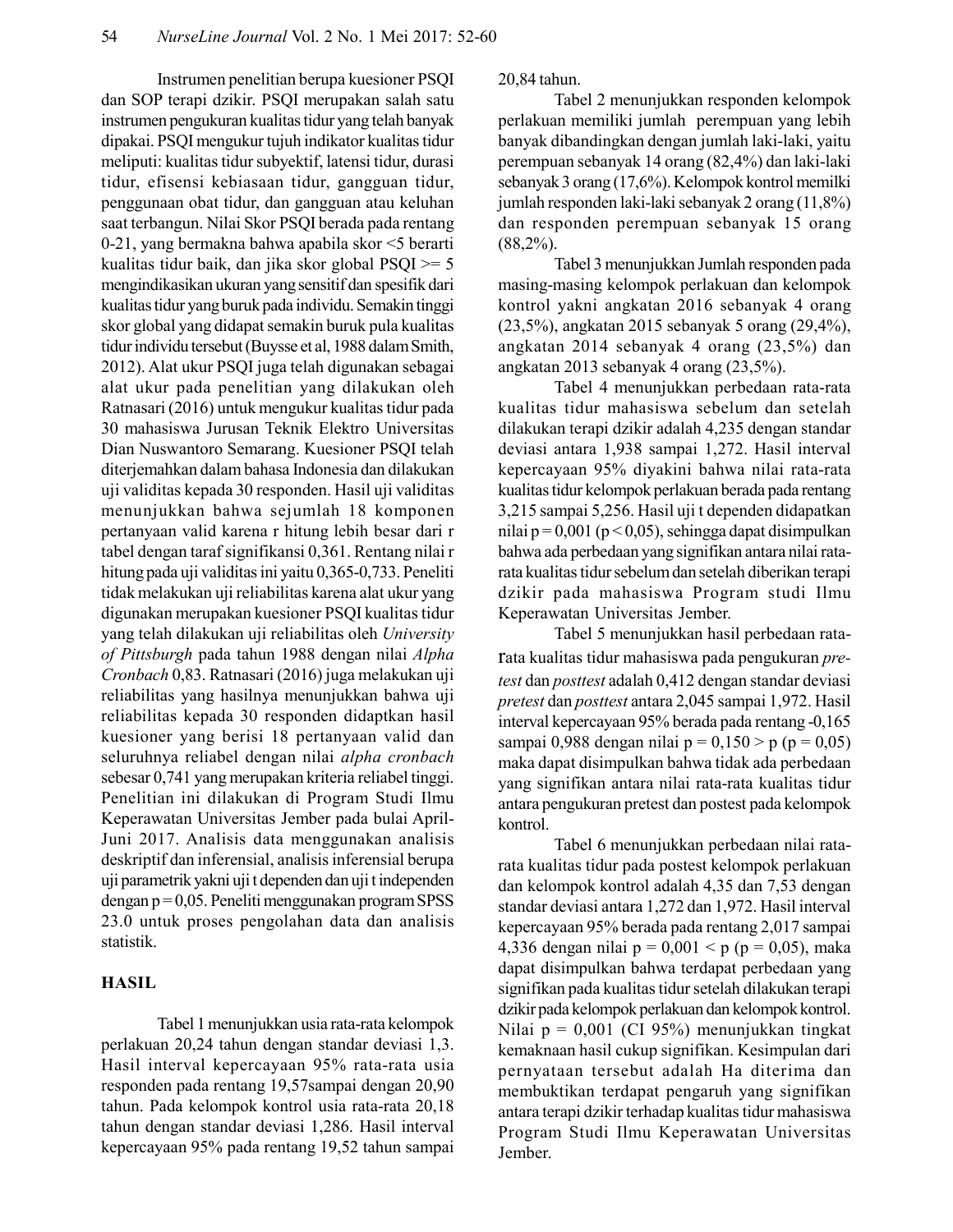Instrumen penelitian berupa kuesioner PSQI dan SOP terapi dzikir. PSQI merupakan salah satu instrumen pengukuran kualitas tidur yang telah banyak dipakai. PSQI mengukur tujuh indikator kualitas tidur meliputi: kualitas tidur subyektif, latensi tidur, durasi tidur, efisensi kebiasaan tidur, gangguan tidur, penggunaan obat tidur, dan gangguan atau keluhan saat terbangun. Nilai Skor PSQI berada pada rentang 0-21, yang bermakna bahwa apabila skor <5 berarti kualitas tidur baik, dan jika skor global PSQI >= 5 mengindikasikan ukuran yang sensitif dan spesifik dari kualitas tidur yang buruk pada individu. Semakin tinggi skor global yang didapat semakin buruk pula kualitas tidur individu tersebut (Buysse et al, 1988 dalam Smith, 2012). Alat ukur PSQI juga telah digunakan sebagai alat ukur pada penelitian yang dilakukan oleh Ratnasari (2016) untuk mengukur kualitas tidur pada 30 mahasiswa Jurusan Teknik Elektro Universitas Dian Nuswantoro Semarang. Kuesioner PSQI telah diterjemahkan dalam bahasa Indonesia dan dilakukan uji validitas kepada 30 responden. Hasil uji validitas menunjukkan bahwa sejumlah 18 komponen pertanyaan valid karena r hitung lebih besar dari r tabel dengan taraf signifikansi 0,361. Rentang nilai r hitung pada uji validitas ini yaitu 0,365-0,733. Peneliti tidak melakukan uji reliabilitas karena alat ukur yang digunakan merupakan kuesioner PSQI kualitas tidur yang telah dilakukan uji reliabilitas oleh *University of Pittsburgh* pada tahun 1988 dengan nilai *Alpha Cronbach* 0,83. Ratnasari (2016) juga melakukan uji reliabilitas yang hasilnya menunjukkan bahwa uji reliabilitas kepada 30 responden didaptkan hasil kuesioner yang berisi 18 pertanyaan valid dan seluruhnya reliabel dengan nilai *alpha cronbach* sebesar 0,741 yang merupakan kriteria reliabel tinggi. Penelitian ini dilakukan di Program Studi Ilmu Keperawatan Universitas Jember pada bulai April-Juni 2017. Analisis data menggunakan analisis deskriptif dan inferensial, analisis inferensial berupa uji parametrik yakni uji t dependen dan uji t independen dengan p = 0,05. Peneliti menggunakan program SPSS 23.0 untuk proses pengolahan data dan analisis statistik.

## HASIL

Tabel 1 menunjukkan usia rata-rata kelompok perlakuan 20,24 tahun dengan standar deviasi 1,3. Hasil interval kepercayaan 95% rata-rata usia responden pada rentang 19,57sampai dengan 20,90 tahun. Pada kelompok kontrol usia rata-rata 20,18 tahun dengan standar deviasi 1,286. Hasil interval kepercayaan 95% pada rentang 19,52 tahun sampai 20,84 tahun.

Tabel 2 menunjukkan responden kelompok perlakuan memiliki jumlah perempuan yang lebih banyak dibandingkan dengan jumlah laki-laki, yaitu perempuan sebanyak 14 orang (82,4%) dan laki-laki sebanyak 3 orang (17,6%). Kelompok kontrol memilki jumlah responden laki-laki sebanyak 2 orang (11,8%) dan responden perempuan sebanyak 15 orang (88,2%).

Tabel 3 menunjukkan Jumlah responden pada masing-masing kelompok perlakuan dan kelompok kontrol yakni angkatan 2016 sebanyak 4 orang (23,5%), angkatan 2015 sebanyak 5 orang (29,4%), angkatan 2014 sebanyak 4 orang (23,5%) dan angkatan 2013 sebanyak 4 orang (23,5%).

Tabel 4 menunjukkan perbedaan rata-rata kualitas tidur mahasiswa sebelum dan setelah dilakukan terapi dzikir adalah 4,235 dengan standar deviasi antara 1,938 sampai 1,272. Hasil interval kepercayaan 95% diyakini bahwa nilai rata-rata kualitas tidur kelompok perlakuan berada pada rentang 3,215 sampai 5,256. Hasil uji t dependen didapatkan nilai p = 0,001 (p < 0,05), sehingga dapat disimpulkan bahwa ada perbedaan yang signifikan antara nilai rata-rata kualitas tidur sebelum dan setelah diberikan terapi dzikir pada mahasiswa Program studi Ilmu Keperawatan Universitas Jember.

Tabel 5 menunjukkan hasil perbedaan rata-rata kualitas tidur mahasiswa pada pengukuran *pre-test* dan *posttest* adalah 0,412 dengan standar deviasi *pretest* dan *posttest* antara 2,045 sampai 1,972. Hasil interval kepercayaan 95% berada pada rentang -0,165 sampai 0,988 dengan nilai p = 0,150 > p (p = 0,05) maka dapat disimpulkan bahwa tidak ada perbedaan yang signifikan antara nilai rata-rata kualitas tidur antara pengukuran pretest dan postest pada kelompok kontrol.

Tabel 6 menunjukkan perbedaan nilai rata-rata kualitas tidur pada postest kelompok perlakuan dan kelompok kontrol adalah 4,35 dan 7,53 dengan standar deviasi antara 1,272 dan 1,972. Hasil interval kepercayaan 95% berada pada rentang 2,017 sampai 4,336 dengan nilai p = 0,001 < p (p = 0,05), maka dapat disimpulkan bahwa terdapat perbedaan yang signifikan pada kualitas tidur setelah dilakukan terapi dzikir pada kelompok perlakuan dan kelompok kontrol. Nilai p = 0,001 (CI 95%) menunjukkan tingkat kemaknaan hasil cukup signifikan. Kesimpulan dari pernyataan tersebut adalah Ha diterima dan membuktikan terdapat pengaruh yang signifikan antara terapi dzikir terhadap kualitas tidur mahasiswa Program Studi Ilmu Keperawatan Universitas Jember.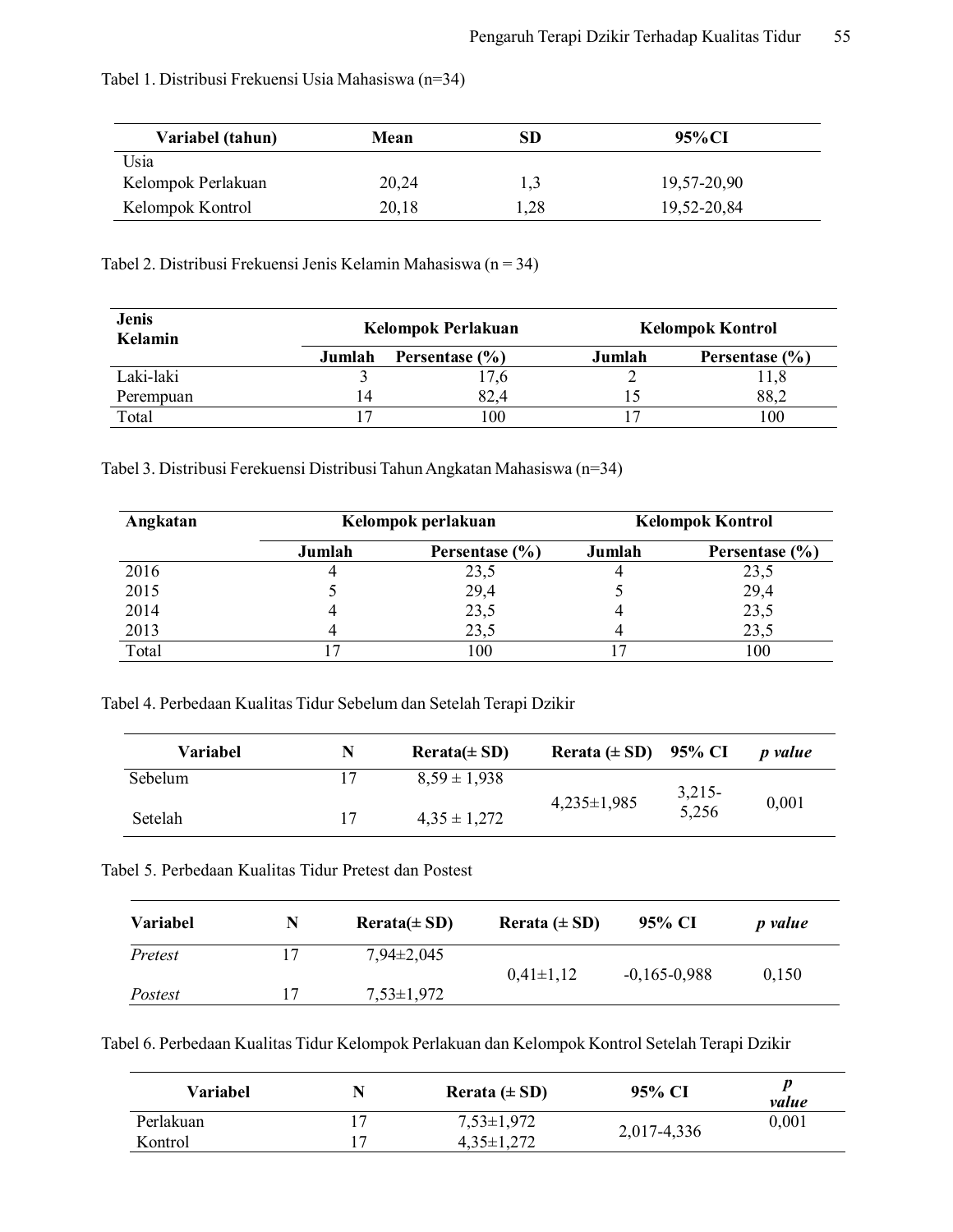Tabel 1. Distribusi Frekuensi Usia Mahasiswa (n=34)

| Variabel (tahun) | Mean | SD | 95%CI |
|---|---|---|---|
| Usia | | | |
| Kelompok Perlakuan | 20,24 | 1,3 | 19,57-20,90 |
| Kelompok Kontrol | 20,18 | 1,28 | 19,52-20,84 |

Tabel 2. Distribusi Frekuensi Jenis Kelamin Mahasiswa (n = 34)

| Jenis Kelamin | Kelompok Perlakuan | | Kelompok Kontrol | |
|---|---|---|---|---|
| | Jumlah | Persentase (%) | Jumlah | Persentase (%) |
| Laki-laki | 3 | 17,6 | 2 | 11,8 |
| Perempuan | 14 | 82,4 | 15 | 88,2 |
| Total | 17 | 100 | 17 | 100 |

Tabel 3. Distribusi Ferekuensi Distribusi Tahun Angkatan Mahasiswa (n=34)

| Angkatan | Kelompok perlakuan | | Kelompok Kontrol | |
|---|---|---|---|---|
| | Jumlah | Persentase (%) | Jumlah | Persentase (%) |
| 2016 | 4 | 23,5 | 4 | 23,5 |
| 2015 | 5 | 29,4 | 5 | 29,4 |
| 2014 | 4 | 23,5 | 4 | 23,5 |
| 2013 | 4 | 23,5 | 4 | 23,5 |
| Total | 17 | 100 | 17 | 100 |

Tabel 4. Perbedaan Kualitas Tidur Sebelum dan Setelah Terapi Dzikir

| Variabel | N | Rerata(± SD) | Rerata (± SD) | 95% CI | *p value* |
|---|---|---|---|---|---|
| Sebelum | 17 | 8,59 ± 1,938 | 4,235±1,985 | 3,215-5,256 | 0,001 |
| Setelah | 17 | 4,35 ± 1,272 | | | |

Tabel 5. Perbedaan Kualitas Tidur Pretest dan Postest

| Variabel | N | Rerata(± SD) | Rerata (± SD) | 95% CI | *p value* |
|---|---|---|---|---|---|
| *Pretest* | 17 | 7,94±2,045 | 0,41±1,12 | -0,165-0,988 | 0,150 |
| *Postest* | 17 | 7,53±1,972 | | | |

Tabel 6. Perbedaan Kualitas Tidur Kelompok Perlakuan dan Kelompok Kontrol Setelah Terapi Dzikir

| Variabel | N | Rerata (± SD) | 95% CI | *p value* |
|---|---|---|---|---|
| Perlakuan | 17 | 7,53±1,972 | 2,017-4,336 | 0,001 |
| Kontrol | 17 | 4,35±1,272 | | |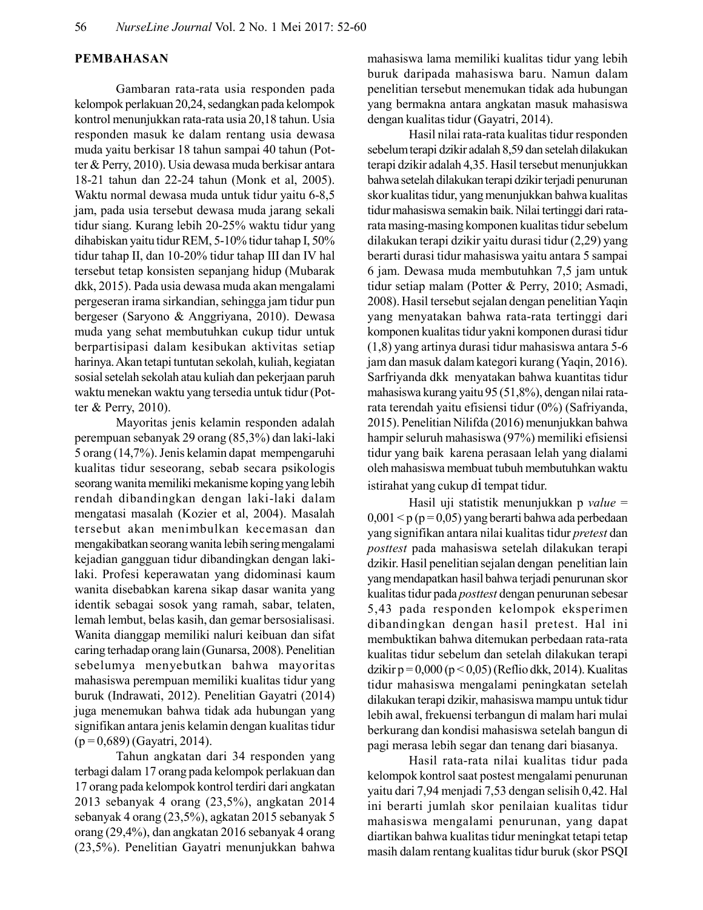## PEMBAHASAN

Gambaran rata-rata usia responden pada kelompok perlakuan 20,24, sedangkan pada kelompok kontrol menunjukkan rata-rata usia 20,18 tahun. Usia responden masuk ke dalam rentang usia dewasa muda yaitu berkisar 18 tahun sampai 40 tahun (Potter & Perry, 2010). Usia dewasa muda berkisar antara 18-21 tahun dan 22-24 tahun (Monk et al, 2005). Waktu normal dewasa muda untuk tidur yaitu 6-8,5 jam, pada usia tersebut dewasa muda jarang sekali tidur siang. Kurang lebih 20-25% waktu tidur yang dihabiskan yaitu tidur REM, 5-10% tidur tahap I, 50% tidur tahap II, dan 10-20% tidur tahap III dan IV hal tersebut tetap konsisten sepanjang hidup (Mubarak dkk, 2015). Pada usia dewasa muda akan mengalami pergeseran irama sirkandian, sehingga jam tidur pun bergeser (Saryono & Anggriyana, 2010). Dewasa muda yang sehat membutuhkan cukup tidur untuk berpartisipasi dalam kesibukan aktivitas setiap harinya. Akan tetapi tuntutan sekolah, kuliah, kegiatan sosial setelah sekolah atau kuliah dan pekerjaan paruh waktu menekan waktu yang tersedia untuk tidur (Potter & Perry, 2010).

Mayoritas jenis kelamin responden adalah perempuan sebanyak 29 orang (85,3%) dan laki-laki 5 orang (14,7%). Jenis kelamin dapat mempengaruhi kualitas tidur seseorang, sebab secara psikologis seorang wanita memiliki mekanisme koping yang lebih rendah dibandingkan dengan laki-laki dalam mengatasi masalah (Kozier et al, 2004). Masalah tersebut akan menimbulkan kecemasan dan mengakibatkan seorang wanita lebih sering mengalami kejadian gangguan tidur dibandingkan dengan laki-laki. Profesi keperawatan yang didominasi kaum wanita disebabkan karena sikap dasar wanita yang identik sebagai sosok yang ramah, sabar, telaten, lemah lembut, belas kasih, dan gemar bersosialisasi. Wanita dianggap memiliki naluri keibuan dan sifat caring terhadap orang lain (Gunarsa, 2008). Penelitian sebelumya menyebutkan bahwa mayoritas mahasiswa perempuan memiliki kualitas tidur yang buruk (Indrawati, 2012). Penelitian Gayatri (2014) juga menemukan bahwa tidak ada hubungan yang signifikan antara jenis kelamin dengan kualitas tidur (p = 0,689) (Gayatri, 2014).

Tahun angkatan dari 34 responden yang terbagi dalam 17 orang pada kelompok perlakuan dan 17 orang pada kelompok kontrol terdiri dari angkatan 2013 sebanyak 4 orang (23,5%), angkatan 2014 sebanyak 4 orang (23,5%), agkatan 2015 sebanyak 5 orang (29,4%), dan angkatan 2016 sebanyak 4 orang (23,5%). Penelitian Gayatri menunjukkan bahwa mahasiswa lama memiliki kualitas tidur yang lebih buruk daripada mahasiswa baru. Namun dalam penelitian tersebut menemukan tidak ada hubungan yang bermakna antara angkatan masuk mahasiswa dengan kualitas tidur (Gayatri, 2014).

Hasil nilai rata-rata kualitas tidur responden sebelum terapi dzikir adalah 8,59 dan setelah dilakukan terapi dzikir adalah 4,35. Hasil tersebut menunjukkan bahwa setelah dilakukan terapi dzikir terjadi penurunan skor kualitas tidur, yang menunjukkan bahwa kualitas tidur mahasiswa semakin baik. Nilai tertinggi dari rata-rata masing-masing komponen kualitas tidur sebelum dilakukan terapi dzikir yaitu durasi tidur (2,29) yang berarti durasi tidur mahasiswa yaitu antara 5 sampai 6 jam. Dewasa muda membutuhkan 7,5 jam untuk tidur setiap malam (Potter & Perry, 2010; Asmadi, 2008). Hasil tersebut sejalan dengan penelitian Yaqin yang menyatakan bahwa rata-rata tertinggi dari komponen kualitas tidur yakni komponen durasi tidur (1,8) yang artinya durasi tidur mahasiswa antara 5-6 jam dan masuk dalam kategori kurang (Yaqin, 2016). Sarfriyanda dkk menyatakan bahwa kuantitas tidur mahasiswa kurang yaitu 95 (51,8%), dengan nilai rata-rata terendah yaitu efisiensi tidur (0%) (Safriyanda, 2015). Penelitian Nilifda (2016) menunjukkan bahwa hampir seluruh mahasiswa (97%) memiliki efisiensi tidur yang baik karena perasaan lelah yang dialami oleh mahasiswa membuat tubuh membutuhkan waktu istirahat yang cukup di tempat tidur.

Hasil uji statistik menunjukkan p *value* = 0,001 < p (p = 0,05) yang berarti bahwa ada perbedaan yang signifikan antara nilai kualitas tidur *pretest* dan *posttest* pada mahasiswa setelah dilakukan terapi dzikir. Hasil penelitian sejalan dengan penelitian lain yang mendapatkan hasil bahwa terjadi penurunan skor kualitas tidur pada *posttest* dengan penurunan sebesar 5,43 pada responden kelompok eksperimen dibandingkan dengan hasil pretest. Hal ini membuktikan bahwa ditemukan perbedaan rata-rata kualitas tidur sebelum dan setelah dilakukan terapi dzikir p = 0,000 (p < 0,05) (Reflio dkk, 2014). Kualitas tidur mahasiswa mengalami peningkatan setelah dilakukan terapi dzikir, mahasiswa mampu untuk tidur lebih awal, frekuensi terbangun di malam hari mulai berkurang dan kondisi mahasiswa setelah bangun di pagi merasa lebih segar dan tenang dari biasanya.

Hasil rata-rata nilai kualitas tidur pada kelompok kontrol saat postest mengalami penurunan yaitu dari 7,94 menjadi 7,53 dengan selisih 0,42. Hal ini berarti jumlah skor penilaian kualitas tidur mahasiswa mengalami penurunan, yang dapat diartikan bahwa kualitas tidur meningkat tetapi tetap masih dalam rentang kualitas tidur buruk (skor PSQI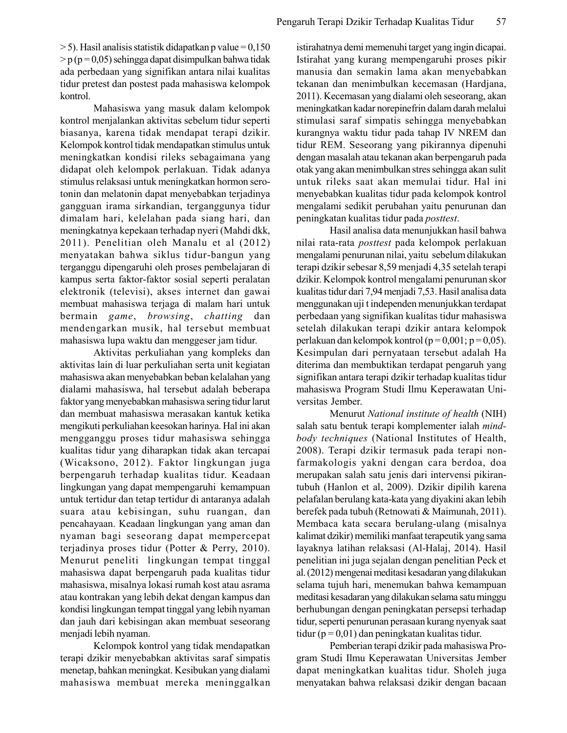> 5). Hasil analisis statistik didapatkan p value = 0,150 > p (p = 0,05) sehingga dapat disimpulkan bahwa tidak ada perbedaan yang signifikan antara nilai kualitas tidur pretest dan postest pada mahasiswa kelompok kontrol.

Mahasiswa yang masuk dalam kelompok kontrol menjalankan aktivitas sebelum tidur seperti biasanya, karena tidak mendapat terapi dzikir. Kelompok kontrol tidak mendapatkan stimulus untuk meningkatkan kondisi rileks sebagaimana yang didapat oleh kelompok perlakuan. Tidak adanya stimulus relaksasi untuk meningkatkan hormon serotonin dan melatonin dapat menyebabkan terjadinya gangguan irama sirkandian, terganggunya tidur dimalam hari, kelelahan pada siang hari, dan meningkatnya kepekaan terhadap nyeri (Mahdi dkk, 2011). Penelitian oleh Manalu et al (2012) menyatakan bahwa siklus tidur-bangun yang terganggu dipengaruhi oleh proses pembelajaran di kampus serta faktor-faktor sosial seperti peralatan elektronik (televisi), akses internet dan gawai membuat mahasiswa terjaga di malam hari untuk bermain *game*, *browsing*, *chatting* dan mendengarkan musik, hal tersebut membuat mahasiswa lupa waktu dan menggeser jam tidur.

Aktivitas perkuliahan yang kompleks dan aktivitas lain di luar perkuliahan serta unit kegiatan mahasiswa akan menyebabkan beban kelelahan yang dialami mahasiswa, hal tersebut adalah beberapa faktor yang menyebabkan mahasiswa sering tidur larut dan membuat mahasiswa merasakan kantuk ketika mengikuti perkuliahan keesokan harinya. Hal ini akan mengganggu proses tidur mahasiswa sehingga kualitas tidur yang diharapkan tidak akan tercapai (Wicaksono, 2012). Faktor lingkungan juga berpengaruh terhadap kualitas tidur. Keadaan lingkungan yang dapat mempengaruhi kemampuan untuk tertidur dan tetap tertidur di antaranya adalah suara atau kebisingan, suhu ruangan, dan pencahayaan. Keadaan lingkungan yang aman dan nyaman bagi seseorang dapat mempercepat terjadinya proses tidur (Potter & Perry, 2010). Menurut peneliti lingkungan tempat tinggal mahasiswa dapat berpengaruh pada kualitas tidur mahasiswa, misalnya lokasi rumah kost atau asrama atau kontrakan yang lebih dekat dengan kampus dan kondisi lingkungan tempat tinggal yang lebih nyaman dan jauh dari kebisingan akan membuat seseorang menjadi lebih nyaman.

Kelompok kontrol yang tidak mendapatkan terapi dzikir menyebabkan aktivitas saraf simpatis menetap, bahkan meningkat. Kesibukan yang dialami mahasiswa membuat mereka meninggalkan istirahatnya demi memenuhi target yang ingin dicapai. Istirahat yang kurang mempengaruhi proses pikir manusia dan semakin lama akan menyebabkan tekanan dan menimbulkan kecemasan (Hardjana, 2011). Kecemasan yang dialami oleh seseorang, akan meningkatkan kadar norepinefrin dalam darah melalui stimulasi saraf simpatis sehingga menyebabkan kurangnya waktu tidur pada tahap IV NREM dan tidur REM. Seseorang yang pikirannya dipenuhi dengan masalah atau tekanan akan berpengaruh pada otak yang akan menimbulkan stres sehingga akan sulit untuk rileks saat akan memulai tidur. Hal ini menyebabkan kualitas tidur pada kelompok kontrol mengalami sedikit perubahan yaitu penurunan dan peningkatan kualitas tidur pada *posttest*.

Hasil analisa data menunjukkan hasil bahwa nilai rata-rata *posttest* pada kelompok perlakuan mengalami penurunan nilai, yaitu sebelum dilakukan terapi dzikir sebesar 8,59 menjadi 4,35 setelah terapi dzikir. Kelompok kontrol mengalami penurunan skor kualitas tidur dari 7,94 menjadi 7,53. Hasil analisa data menggunakan uji t independen menunjukkan terdapat perbedaan yang signifikan kualitas tidur mahasiswa setelah dilakukan terapi dzikir antara kelompok perlakuan dan kelompok kontrol (p = 0,001; p = 0,05). Kesimpulan dari pernyataan tersebut adalah Ha diterima dan membuktikan terdapat pengaruh yang signifikan antara terapi dzikir terhadap kualitas tidur mahasiswa Program Studi Ilmu Keperawatan Universitas Jember.

Menurut *National institute of health* (NIH) salah satu bentuk terapi komplementer ialah *mind-body techniques* (National Institutes of Health, 2008). Terapi dzikir termasuk pada terapi non-farmakologis yakni dengan cara berdoa, doa merupakan salah satu jenis dari intervensi pikiran-tubuh (Hanlon et al, 2009). Dzikir dipilih karena pelafalan berulang kata-kata yang diyakini akan lebih berefek pada tubuh (Retnowati & Maimunah, 2011). Membaca kata secara berulang-ulang (misalnya kalimat dzikir) memiliki manfaat terapeutik yang sama layaknya latihan relaksasi (Al-Halaj, 2014). Hasil penelitian ini juga sejalan dengan penelitian Peck et al. (2012) mengenai meditasi kesadaran yang dilakukan selama tujuh hari, menemukan bahwa kemampuan meditasi kesadaran yang dilakukan selama satu minggu berhubungan dengan peningkatan persepsi terhadap tidur, seperti penurunan perasaan kurang nyenyak saat tidur (p = 0,01) dan peningkatan kualitas tidur.

Pemberian terapi dzikir pada mahasiswa Program Studi Ilmu Keperawatan Universitas Jember dapat meningkatkan kualitas tidur. Sholeh juga menyatakan bahwa relaksasi dzikir dengan bacaan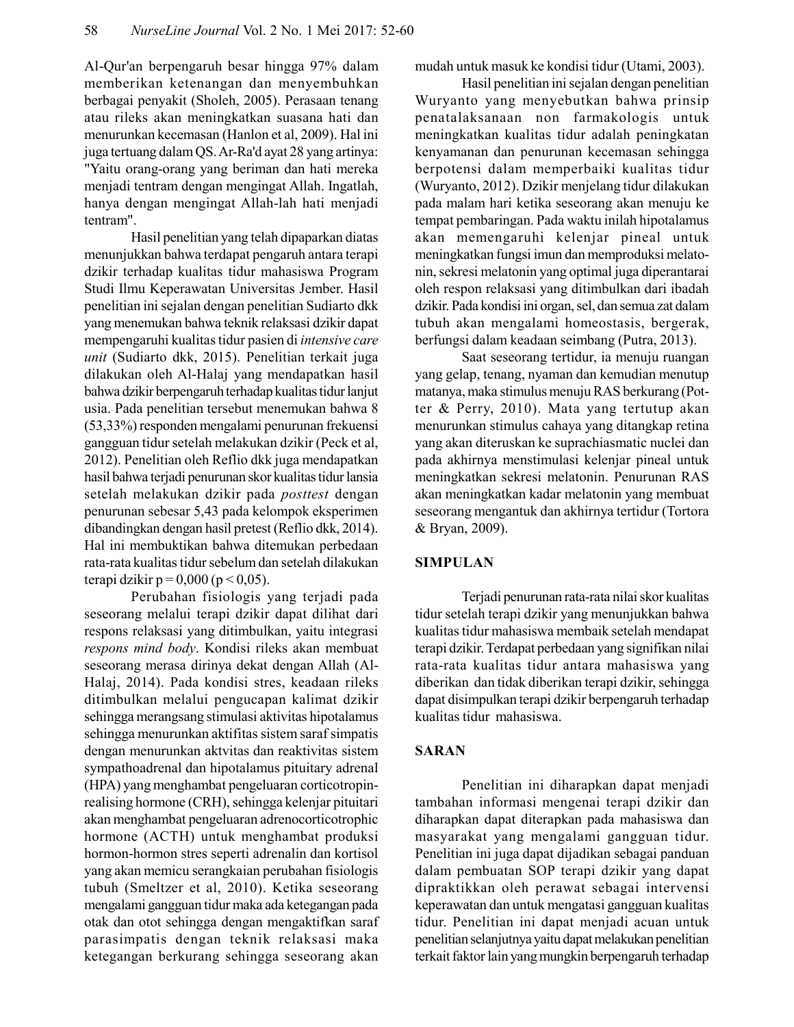Al-Qur'an berpengaruh besar hingga 97% dalam memberikan ketenangan dan menyembuhkan berbagai penyakit (Sholeh, 2005). Perasaan tenang atau rileks akan meningkatkan suasana hati dan menurunkan kecemasan (Hanlon et al, 2009). Hal ini juga tertuang dalam QS. Ar-Ra'd ayat 28 yang artinya: "Yaitu orang-orang yang beriman dan hati mereka menjadi tentram dengan mengingat Allah. Ingatlah, hanya dengan mengingat Allah-lah hati menjadi tentram".

Hasil penelitian yang telah dipaparkan diatas menunjukkan bahwa terdapat pengaruh antara terapi dzikir terhadap kualitas tidur mahasiswa Program Studi Ilmu Keperawatan Universitas Jember. Hasil penelitian ini sejalan dengan penelitian Sudiarto dkk yang menemukan bahwa teknik relaksasi dzikir dapat mempengaruhi kualitas tidur pasien di *intensive care unit* (Sudiarto dkk, 2015). Penelitian terkait juga dilakukan oleh Al-Halaj yang mendapatkan hasil bahwa dzikir berpengaruh terhadap kualitas tidur lanjut usia. Pada penelitian tersebut menemukan bahwa 8 (53,33%) responden mengalami penurunan frekuensi gangguan tidur setelah melakukan dzikir (Peck et al, 2012). Penelitian oleh Reflio dkk juga mendapatkan hasil bahwa terjadi penurunan skor kualitas tidur lansia setelah melakukan dzikir pada *posttest* dengan penurunan sebesar 5,43 pada kelompok eksperimen dibandingkan dengan hasil pretest (Reflio dkk, 2014). Hal ini membuktikan bahwa ditemukan perbedaan rata-rata kualitas tidur sebelum dan setelah dilakukan terapi dzikir $p = 0,000$ ($p < 0,05$).

Perubahan fisiologis yang terjadi pada seseorang melalui terapi dzikir dapat dilihat dari respons relaksasi yang ditimbulkan, yaitu integrasi *respons mind body*. Kondisi rileks akan membuat seseorang merasa dirinya dekat dengan Allah (Al-Halaj, 2014). Pada kondisi stres, keadaan rileks ditimbulkan melalui pengucapan kalimat dzikir sehingga merangsang stimulasi aktivitas hipotalamus sehingga menurunkan aktifitas sistem saraf simpatis dengan menurunkan aktvitas dan reaktivitas sistem sympathoadrenal dan hipotalamus pituitary adrenal (HPA) yang menghambat pengeluaran corticotropin-realising hormone (CRH), sehingga kelenjar pituitari akan menghambat pengeluaran adrenocorticotrophic hormone (ACTH) untuk menghambat produksi hormon-hormon stres seperti adrenalin dan kortisol yang akan memicu serangkaian perubahan fisiologis tubuh (Smeltzer et al, 2010). Ketika seseorang mengalami gangguan tidur maka ada ketegangan pada otak dan otot sehingga dengan mengaktifkan saraf parasimpatis dengan teknik relaksasi maka ketegangan berkurang sehingga seseorang akan mudah untuk masuk ke kondisi tidur (Utami, 2003).

Hasil penelitian ini sejalan dengan penelitian Wuryanto yang menyebutkan bahwa prinsip penatalaksanaan non farmakologis untuk meningkatkan kualitas tidur adalah peningkatan kenyamanan dan penurunan kecemasan sehingga berpotensi dalam memperbaiki kualitas tidur (Wuryanto, 2012). Dzikir menjelang tidur dilakukan pada malam hari ketika seseorang akan menuju ke tempat pembaringan. Pada waktu inilah hipotalamus akan memengaruhi kelenjar pineal untuk meningkatkan fungsi imun dan memproduksi melatonin, sekresi melatonin yang optimal juga diperantarai oleh respon relaksasi yang ditimbulkan dari ibadah dzikir. Pada kondisi ini organ, sel, dan semua zat dalam tubuh akan mengalami homeostasis, bergerak, berfungsi dalam keadaan seimbang (Putra, 2013).

Saat seseorang tertidur, ia menuju ruangan yang gelap, tenang, nyaman dan kemudian menutup matanya, maka stimulus menuju RAS berkurang (Potter & Perry, 2010). Mata yang tertutup akan menurunkan stimulus cahaya yang ditangkap retina yang akan diteruskan ke suprachiasmatic nuclei dan pada akhirnya menstimulasi kelenjar pineal untuk meningkatkan sekresi melatonin. Penurunan RAS akan meningkatkan kadar melatonin yang membuat seseorang mengantuk dan akhirnya tertidur (Tortora & Bryan, 2009).

## SIMPULAN

Terjadi penurunan rata-rata nilai skor kualitas tidur setelah terapi dzikir yang menunjukkan bahwa kualitas tidur mahasiswa membaik setelah mendapat terapi dzikir. Terdapat perbedaan yang signifikan nilai rata-rata kualitas tidur antara mahasiswa yang diberikan dan tidak diberikan terapi dzikir, sehingga dapat disimpulkan terapi dzikir berpengaruh terhadap kualitas tidur mahasiswa.

## SARAN

Penelitian ini diharapkan dapat menjadi tambahan informasi mengenai terapi dzikir dan diharapkan dapat diterapkan pada mahasiswa dan masyarakat yang mengalami gangguan tidur. Penelitian ini juga dapat dijadikan sebagai panduan dalam pembuatan SOP terapi dzikir yang dapat dipraktikkan oleh perawat sebagai intervensi keperawatan dan untuk mengatasi gangguan kualitas tidur. Penelitian ini dapat menjadi acuan untuk penelitian selanjutnya yaitu dapat melakukan penelitian terkait faktor lain yang mungkin berpengaruh terhadap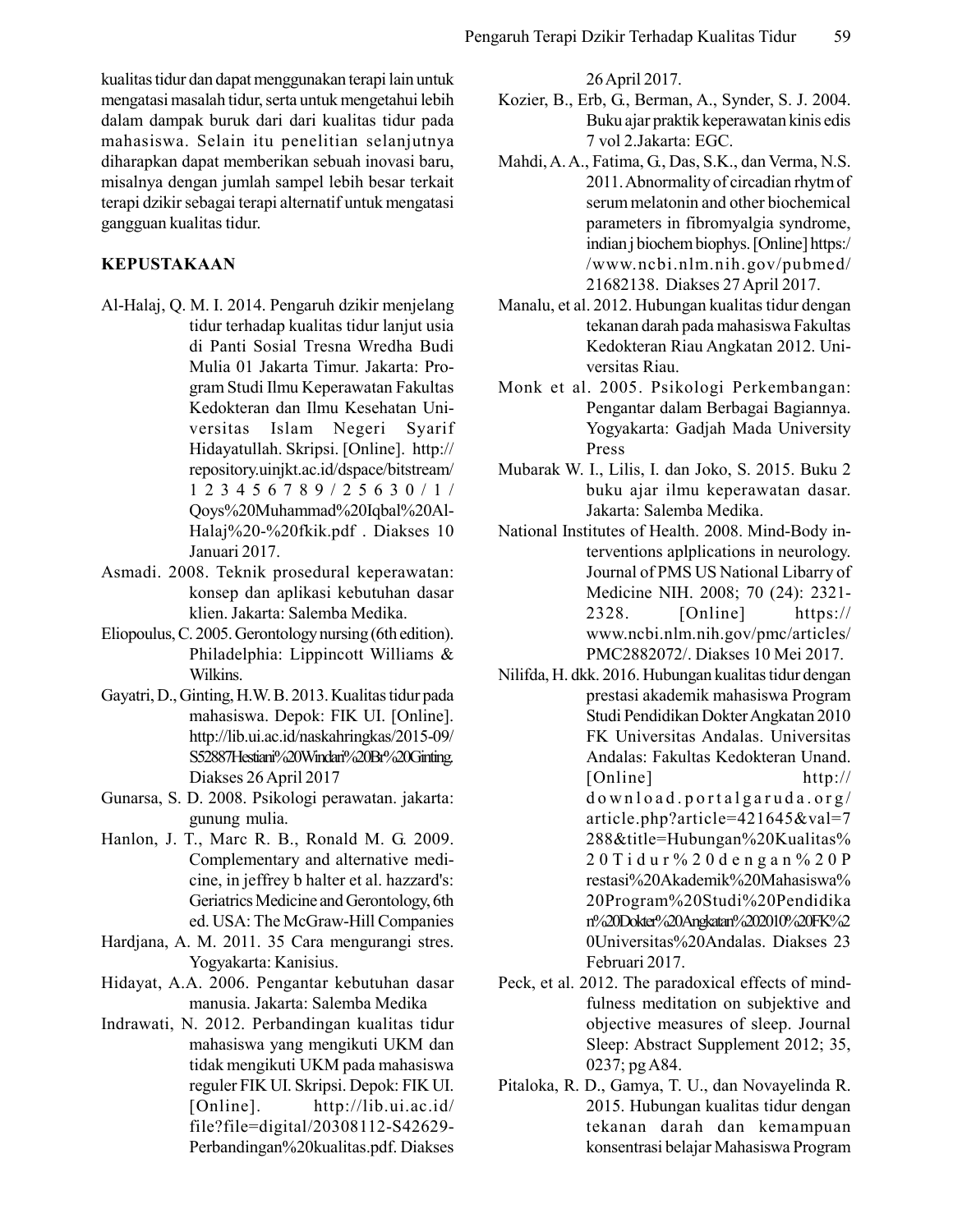kualitas tidur dan dapat menggunakan terapi lain untuk mengatasi masalah tidur, serta untuk mengetahui lebih dalam dampak buruk dari dari kualitas tidur pada mahasiswa. Selain itu penelitian selanjutnya diharapkan dapat memberikan sebuah inovasi baru, misalnya dengan jumlah sampel lebih besar terkait terapi dzikir sebagai terapi alternatif untuk mengatasi gangguan kualitas tidur.

## KEPUSTAKAAN

Al-Halaj, Q. M. I. 2014. Pengaruh dzikir menjelang tidur terhadap kualitas tidur lanjut usia di Panti Sosial Tresna Wredha Budi Mulia 01 Jakarta Timur. Jakarta: Program Studi Ilmu Keperawatan Fakultas Kedokteran dan Ilmu Kesehatan Universitas Islam Negeri Syarif Hidayatullah. Skripsi. [Online]. http://repository.uinjkt.ac.id/dspace/bitstream/123456789/25630/1/Qoys%20Muhammad%20Iqbal%20Al-Halaj%20-%20fkik.pdf . Diakses 10 Januari 2017.

Asmadi. 2008. Teknik prosedural keperawatan: konsep dan aplikasi kebutuhan dasar klien. Jakarta: Salemba Medika.

Eliopoulus, C. 2005. Gerontology nursing (6th edition). Philadelphia: Lippincott Williams & Wilkins.

Gayatri, D., Ginting, H.W. B. 2013. Kualitas tidur pada mahasiswa. Depok: FIK UI. [Online]. http://lib.ui.ac.id/naskahringkas/2015-09/S52887Hestiani%20Windari%20Br%20Ginting. Diakses 26 April 2017

Gunarsa, S. D. 2008. Psikologi perawatan. jakarta: gunung mulia.

Hanlon, J. T., Marc R. B., Ronald M. G. 2009. Complementary and alternative medicine, in jeffrey b halter et al. hazzard's: Geriatrics Medicine and Gerontology, 6th ed. USA: The McGraw-Hill Companies

Hardjana, A. M. 2011. 35 Cara mengurangi stres. Yogyakarta: Kanisius.

Hidayat, A.A. 2006. Pengantar kebutuhan dasar manusia. Jakarta: Salemba Medika

Indrawati, N. 2012. Perbandingan kualitas tidur mahasiswa yang mengikuti UKM dan tidak mengikuti UKM pada mahasiswa reguler FIK UI. Skripsi. Depok: FIK UI. [Online]. http://lib.ui.ac.id/file?file=digital/20308112-S42629-Perbandingan%20kualitas.pdf. Diakses 26 April 2017.

Kozier, B., Erb, G., Berman, A., Synder, S. J. 2004. Buku ajar praktik keperawatan kinis edis 7 vol 2.Jakarta: EGC.

Mahdi, A. A., Fatima, G., Das, S.K., dan Verma, N.S. 2011. Abnormality of circadian rhytm of serum melatonin and other biochemical parameters in fibromyalgia syndrome, indian j biochem biophys. [Online] https://www.ncbi.nlm.nih.gov/pubmed/21682138. Diakses 27 April 2017.

Manalu, et al. 2012. Hubungan kualitas tidur dengan tekanan darah pada mahasiswa Fakultas Kedokteran Riau Angkatan 2012. Universitas Riau.

Monk et al. 2005. Psikologi Perkembangan: Pengantar dalam Berbagai Bagiannya. Yogyakarta: Gadjah Mada University Press

Mubarak W. I., Lilis, I. dan Joko, S. 2015. Buku 2 buku ajar ilmu keperawatan dasar. Jakarta: Salemba Medika.

National Institutes of Health. 2008. Mind-Body interventions aplplications in neurology. Journal of PMS US National Libarry of Medicine NIH. 2008; 70 (24): 2321-2328. [Online] https://www.ncbi.nlm.nih.gov/pmc/articles/PMC2882072/. Diakses 10 Mei 2017.

Nilifda, H. dkk. 2016. Hubungan kualitas tidur dengan prestasi akademik mahasiswa Program Studi Pendidikan Dokter Angkatan 2010 FK Universitas Andalas. Universitas Andalas: Fakultas Kedokteran Unand. [Online] http://download.portalgaruda.org/article.php?article=421645&val=7288&title=Hubungan%20Kualitas%20Tidur%20dengan%20Prestasi%20Akademik%20Mahasiswa%20Program%20Studi%20Pendidikan%20Dokter%20Angkatan%202010%20FK%20Universitas%20Andalas. Diakses 23 Februari 2017.

Peck, et al. 2012. The paradoxical effects of mindfulness meditation on subjektive and objective measures of sleep. Journal Sleep: Abstract Supplement 2012; 35, 0237; pg A84.

Pitaloka, R. D., Gamya, T. U., dan Novayelinda R. 2015. Hubungan kualitas tidur dengan tekanan darah dan kemampuan konsentrasi belajar Mahasiswa Program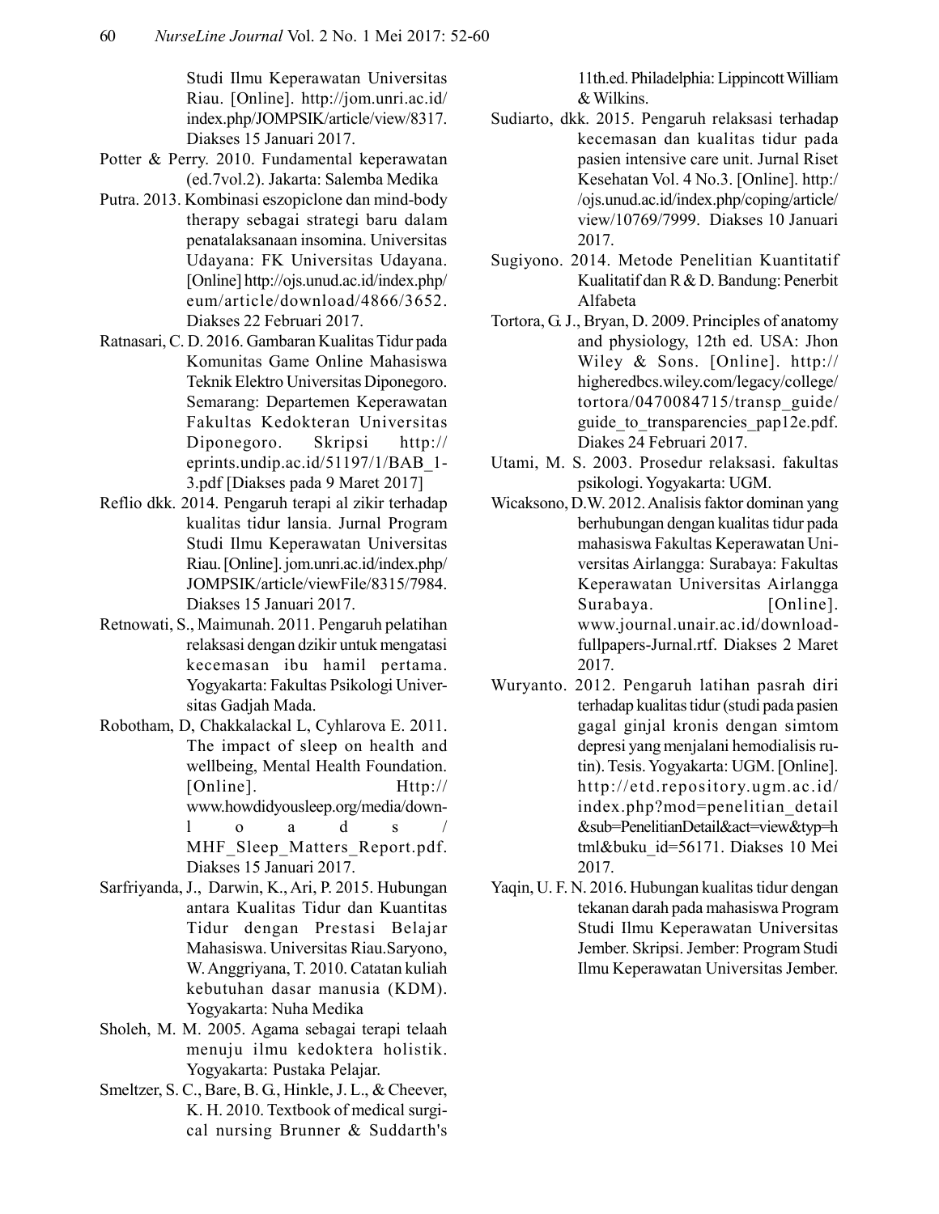Studi Ilmu Keperawatan Universitas Riau. [Online]. http://jom.unri.ac.id/index.php/JOMPSIK/article/view/8317. Diakses 15 Januari 2017.

Potter & Perry. 2010. Fundamental keperawatan (ed.7vol.2). Jakarta: Salemba Medika

Putra. 2013. Kombinasi eszopiclone dan mind-body therapy sebagai strategi baru dalam penatalaksanaan insomina. Universitas Udayana: FK Universitas Udayana. [Online] http://ojs.unud.ac.id/index.php/eum/article/download/4866/3652. Diakses 22 Februari 2017.

Ratnasari, C. D. 2016. Gambaran Kualitas Tidur pada Komunitas Game Online Mahasiswa Teknik Elektro Universitas Diponegoro. Semarang: Departemen Keperawatan Fakultas Kedokteran Universitas Diponegoro. Skripsi http://eprints.undip.ac.id/51197/1/BAB_1-3.pdf [Diakses pada 9 Maret 2017]

Reflio dkk. 2014. Pengaruh terapi al zikir terhadap kualitas tidur lansia. Jurnal Program Studi Ilmu Keperawatan Universitas Riau. [Online]. jom.unri.ac.id/index.php/JOMPSIK/article/viewFile/8315/7984. Diakses 15 Januari 2017.

Retnowati, S., Maimunah. 2011. Pengaruh pelatihan relaksasi dengan dzikir untuk mengatasi kecemasan ibu hamil pertama. Yogyakarta: Fakultas Psikologi Universitas Gadjah Mada.

Robotham, D, Chakkalackal L, Cyhlarova E. 2011. The impact of sleep on health and wellbeing, Mental Health Foundation. [Online]. Http://www.howdidyousleep.org/media/downloads/MHF_Sleep_Matters_Report.pdf. Diakses 15 Januari 2017.

Sarfriyanda, J., Darwin, K., Ari, P. 2015. Hubungan antara Kualitas Tidur dan Kuantitas Tidur dengan Prestasi Belajar Mahasiswa. Universitas Riau.Saryono, W. Anggriyana, T. 2010. Catatan kuliah kebutuhan dasar manusia (KDM). Yogyakarta: Nuha Medika

Sholeh, M. M. 2005. Agama sebagai terapi telaah menuju ilmu kedoktera holistik. Yogyakarta: Pustaka Pelajar.

Smeltzer, S. C., Bare, B. G., Hinkle, J. L., & Cheever, K. H. 2010. Textbook of medical surgical nursing Brunner & Suddarth's 11th.ed. Philadelphia: Lippincott William & Wilkins.

Sudiarto, dkk. 2015. Pengaruh relaksasi terhadap kecemasan dan kualitas tidur pada pasien intensive care unit. Jurnal Riset Kesehatan Vol. 4 No.3. [Online]. http://ojs.unud.ac.id/index.php/coping/article/view/10769/7999. Diakses 10 Januari 2017.

Sugiyono. 2014. Metode Penelitian Kuantitatif Kualitatif dan R & D. Bandung: Penerbit Alfabeta

Tortora, G. J., Bryan, D. 2009. Principles of anatomy and physiology, 12th ed. USA: Jhon Wiley & Sons. [Online]. http://higheredbcs.wiley.com/legacy/college/tortora/0470084715/transp_guide/guide_to_transparencies_pap12e.pdf. Diakes 24 Februari 2017.

Utami, M. S. 2003. Prosedur relaksasi. fakultas psikologi. Yogyakarta: UGM.

Wicaksono, D.W. 2012. Analisis faktor dominan yang berhubungan dengan kualitas tidur pada mahasiswa Fakultas Keperawatan Universitas Airlangga: Surabaya: Fakultas Keperawatan Universitas Airlangga Surabaya. [Online]. www.journal.unair.ac.id/download-fullpapers-Jurnal.rtf. Diakses 2 Maret 2017.

Wuryanto. 2012. Pengaruh latihan pasrah diri terhadap kualitas tidur (studi pada pasien gagal ginjal kronis dengan simtom depresi yang menjalani hemodialisis rutin). Tesis. Yogyakarta: UGM. [Online]. http://etd.repository.ugm.ac.id/index.php?mod=penelitian_detail&sub=PenelitianDetail&act=view&typ=html&buku_id=56171. Diakses 10 Mei 2017.

Yaqin, U. F. N. 2016. Hubungan kualitas tidur dengan tekanan darah pada mahasiswa Program Studi Ilmu Keperawatan Universitas Jember. Skripsi. Jember: Program Studi Ilmu Keperawatan Universitas Jember.